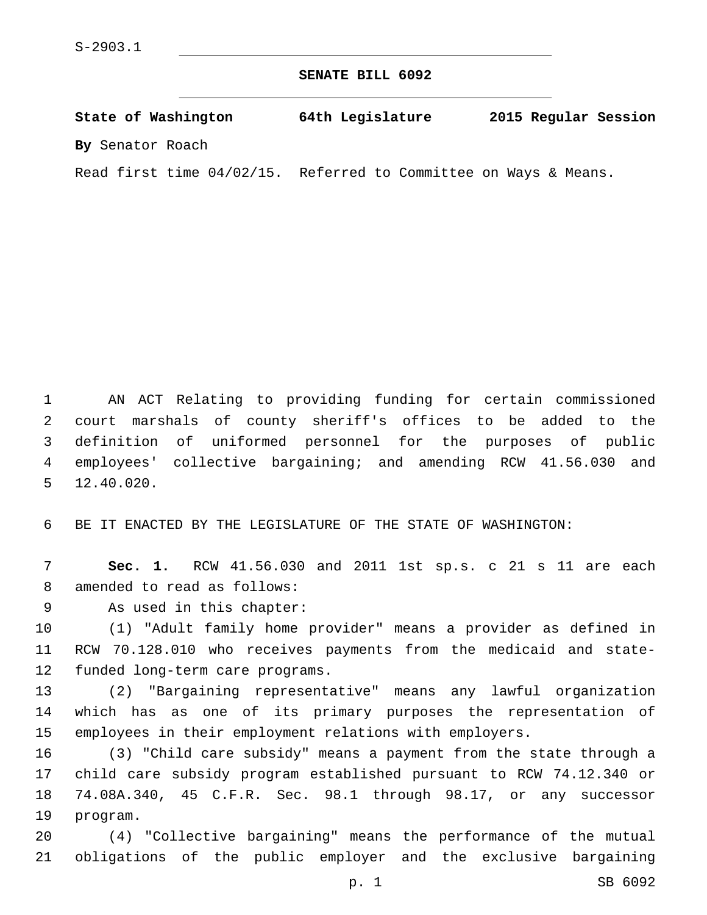S-2903.1

# SENATE BILL 6092

**State of Washington 64th Legislature 2015 Regular Session**

**By** Senator Roach

Read first time 04/02/15. Referred to Committee on Ways & Means.

AN ACT Relating to providing funding for certain commissioned court marshals of county sheriff's offices to be added to the definition of uniformed personnel for the purposes of public employees' collective bargaining; and amending RCW 41.56.030 and 12.40.020.

BE IT ENACTED BY THE LEGISLATURE OF THE STATE OF WASHINGTON:

**Sec. 1.** RCW 41.56.030 and 2011 1st sp.s. c 21 s 11 are each amended to read as follows:

As used in this chapter:

(1) "Adult family home provider" means a provider as defined in RCW 70.128.010 who receives payments from the medicaid and state-funded long-term care programs.

(2) "Bargaining representative" means any lawful organization which has as one of its primary purposes the representation of employees in their employment relations with employers.

(3) "Child care subsidy" means a payment from the state through a child care subsidy program established pursuant to RCW 74.12.340 or 74.08A.340, 45 C.F.R. Sec. 98.1 through 98.17, or any successor program.

(4) "Collective bargaining" means the performance of the mutual obligations of the public employer and the exclusive bargaining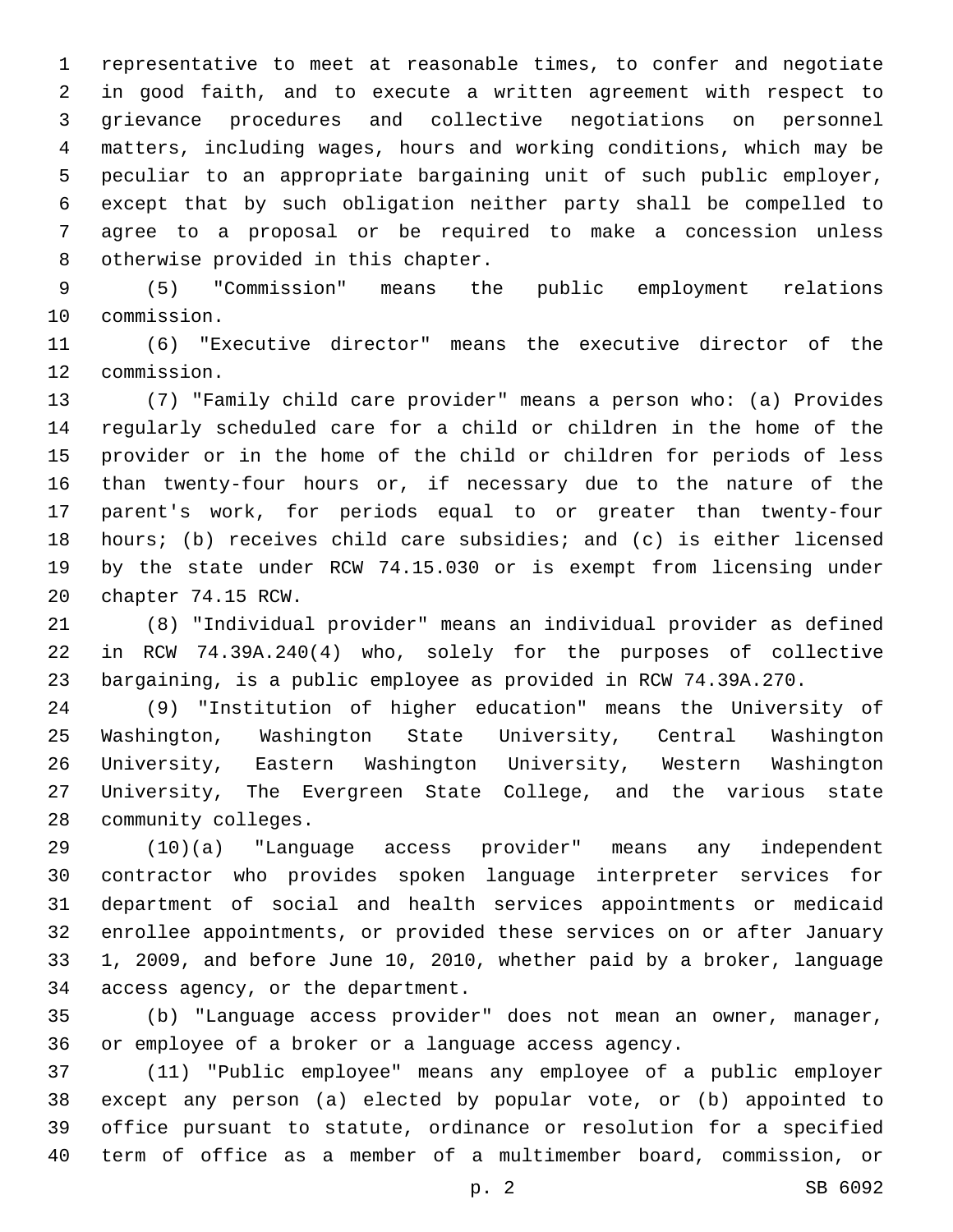representative to meet at reasonable times, to confer and negotiate in good faith, and to execute a written agreement with respect to grievance procedures and collective negotiations on personnel matters, including wages, hours and working conditions, which may be peculiar to an appropriate bargaining unit of such public employer, except that by such obligation neither party shall be compelled to agree to a proposal or be required to make a concession unless otherwise provided in this chapter.

(5) "Commission" means the public employment relations commission.

(6) "Executive director" means the executive director of the commission.

(7) "Family child care provider" means a person who: (a) Provides regularly scheduled care for a child or children in the home of the provider or in the home of the child or children for periods of less than twenty-four hours or, if necessary due to the nature of the parent's work, for periods equal to or greater than twenty-four hours; (b) receives child care subsidies; and (c) is either licensed by the state under RCW 74.15.030 or is exempt from licensing under chapter 74.15 RCW.

(8) "Individual provider" means an individual provider as defined in RCW 74.39A.240(4) who, solely for the purposes of collective bargaining, is a public employee as provided in RCW 74.39A.270.

(9) "Institution of higher education" means the University of Washington, Washington State University, Central Washington University, Eastern Washington University, Western Washington University, The Evergreen State College, and the various state community colleges.

(10)(a) "Language access provider" means any independent contractor who provides spoken language interpreter services for department of social and health services appointments or medicaid enrollee appointments, or provided these services on or after January 1, 2009, and before June 10, 2010, whether paid by a broker, language access agency, or the department.

(b) "Language access provider" does not mean an owner, manager, or employee of a broker or a language access agency.

(11) "Public employee" means any employee of a public employer except any person (a) elected by popular vote, or (b) appointed to office pursuant to statute, ordinance or resolution for a specified term of office as a member of a multimember board, commission, or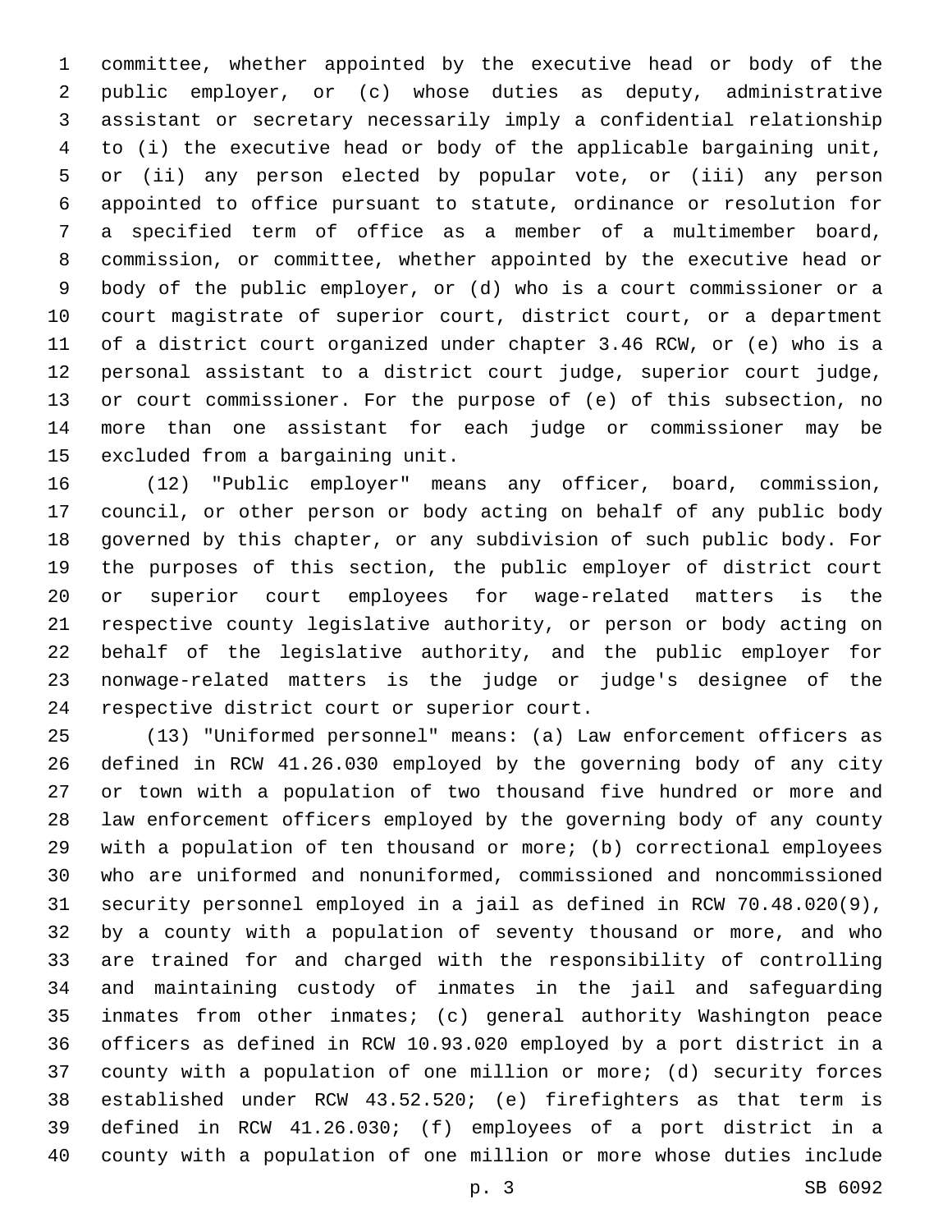committee, whether appointed by the executive head or body of the public employer, or (c) whose duties as deputy, administrative assistant or secretary necessarily imply a confidential relationship to (i) the executive head or body of the applicable bargaining unit, or (ii) any person elected by popular vote, or (iii) any person appointed to office pursuant to statute, ordinance or resolution for a specified term of office as a member of a multimember board, commission, or committee, whether appointed by the executive head or body of the public employer, or (d) who is a court commissioner or a court magistrate of superior court, district court, or a department of a district court organized under chapter 3.46 RCW, or (e) who is a personal assistant to a district court judge, superior court judge, or court commissioner. For the purpose of (e) of this subsection, no more than one assistant for each judge or commissioner may be excluded from a bargaining unit.

(12) "Public employer" means any officer, board, commission, council, or other person or body acting on behalf of any public body governed by this chapter, or any subdivision of such public body. For the purposes of this section, the public employer of district court or superior court employees for wage-related matters is the respective county legislative authority, or person or body acting on behalf of the legislative authority, and the public employer for nonwage-related matters is the judge or judge's designee of the respective district court or superior court.

(13) "Uniformed personnel" means: (a) Law enforcement officers as defined in RCW 41.26.030 employed by the governing body of any city or town with a population of two thousand five hundred or more and law enforcement officers employed by the governing body of any county with a population of ten thousand or more; (b) correctional employees who are uniformed and nonuniformed, commissioned and noncommissioned security personnel employed in a jail as defined in RCW 70.48.020(9), by a county with a population of seventy thousand or more, and who are trained for and charged with the responsibility of controlling and maintaining custody of inmates in the jail and safeguarding inmates from other inmates; (c) general authority Washington peace officers as defined in RCW 10.93.020 employed by a port district in a county with a population of one million or more; (d) security forces established under RCW 43.52.520; (e) firefighters as that term is defined in RCW 41.26.030; (f) employees of a port district in a county with a population of one million or more whose duties include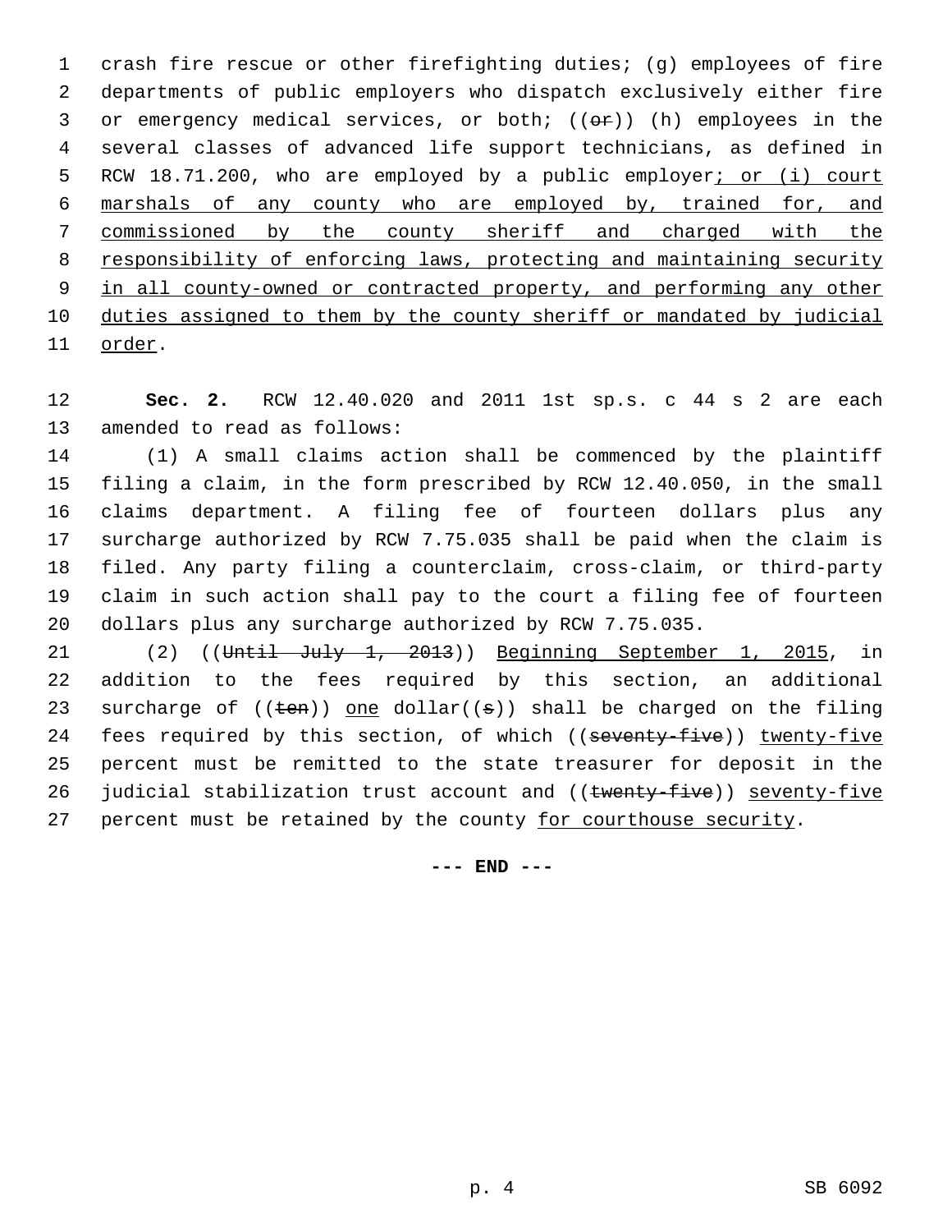crash fire rescue or other firefighting duties; (g) employees of fire departments of public employers who dispatch exclusively either fire or emergency medical services, or both; ((~~or~~)) (h) employees in the several classes of advanced life support technicians, as defined in RCW 18.71.200, who are employed by a public employer<u>; or (i) court marshals of any county who are employed by, trained for, and commissioned by the county sheriff and charged with the responsibility of enforcing laws, protecting and maintaining security in all county-owned or contracted property, and performing any other duties assigned to them by the county sheriff or mandated by judicial order</u>.

**Sec. 2.** RCW 12.40.020 and 2011 1st sp.s. c 44 s 2 are each amended to read as follows:

(1) A small claims action shall be commenced by the plaintiff filing a claim, in the form prescribed by RCW 12.40.050, in the small claims department. A filing fee of fourteen dollars plus any surcharge authorized by RCW 7.75.035 shall be paid when the claim is filed. Any party filing a counterclaim, cross-claim, or third-party claim in such action shall pay to the court a filing fee of fourteen dollars plus any surcharge authorized by RCW 7.75.035.

(2) ((~~Until July 1, 2013~~)) <u>Beginning September 1, 2015</u>, in addition to the fees required by this section, an additional surcharge of ((~~ten~~)) <u>one</u> dollar((~~s~~)) shall be charged on the filing fees required by this section, of which ((~~seventy-five~~)) <u>twenty-five</u> percent must be remitted to the state treasurer for deposit in the judicial stabilization trust account and ((~~twenty-five~~)) <u>seventy-five</u> percent must be retained by the county <u>for courthouse security</u>.

**--- END ---**